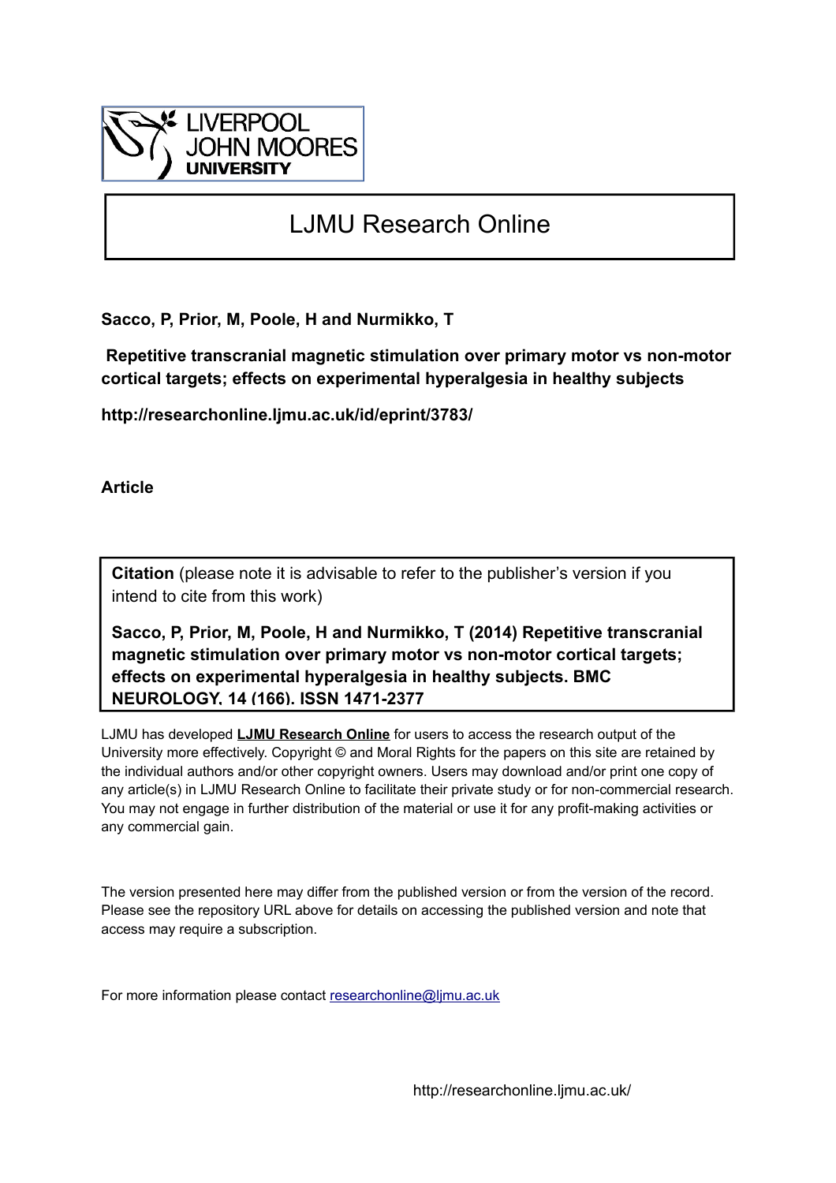LIVERPOOL JOHN MOORES UNIVERSITY

# LJMU Research Online

**Sacco, P, Prior, M, Poole, H and Nurmikko, T**

**Repetitive transcranial magnetic stimulation over primary motor vs non-motor cortical targets; effects on experimental hyperalgesia in healthy subjects**

**http://researchonline.ljmu.ac.uk/id/eprint/3783/**

**Article**

**Citation** (please note it is advisable to refer to the publisher's version if you intend to cite from this work)

**Sacco, P, Prior, M, Poole, H and Nurmikko, T (2014) Repetitive transcranial magnetic stimulation over primary motor vs non-motor cortical targets; effects on experimental hyperalgesia in healthy subjects. BMC NEUROLOGY, 14 (166). ISSN 1471-2377**

LJMU has developed **LJMU Research Online** for users to access the research output of the University more effectively. Copyright © and Moral Rights for the papers on this site are retained by the individual authors and/or other copyright owners. Users may download and/or print one copy of any article(s) in LJMU Research Online to facilitate their private study or for non-commercial research. You may not engage in further distribution of the material or use it for any profit-making activities or any commercial gain.

The version presented here may differ from the published version or from the version of the record. Please see the repository URL above for details on accessing the published version and note that access may require a subscription.

For more information please contact researchonline@ljmu.ac.uk

http://researchonline.ljmu.ac.uk/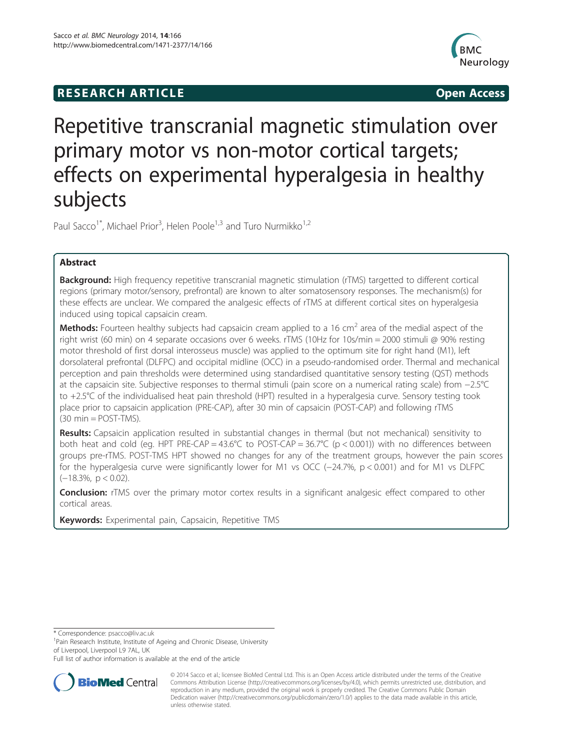## RESEARCH ARTICLE

**Open Access**

# Repetitive transcranial magnetic stimulation over primary motor vs non-motor cortical targets; effects on experimental hyperalgesia in healthy subjects

Paul Sacco[1*], Michael Prior[3], Helen Poole[1,3] and Turo Nurmikko[1,2]

## Abstract

**Background:** High frequency repetitive transcranial magnetic stimulation (rTMS) targetted to different cortical regions (primary motor/sensory, prefrontal) are known to alter somatosensory responses. The mechanism(s) for these effects are unclear. We compared the analgesic effects of rTMS at different cortical sites on hyperalgesia induced using topical capsaicin cream.

**Methods:** Fourteen healthy subjects had capsaicin cream applied to a 16 $cm^2$ area of the medial aspect of the right wrist (60 min) on 4 separate occasions over 6 weeks. rTMS (10Hz for 10s/min = 2000 stimuli @ 90% resting motor threshold of first dorsal interosseus muscle) was applied to the optimum site for right hand (M1), left dorsolateral prefrontal (DLFPC) and occipital midline (OCC) in a pseudo-randomised order. Thermal and mechanical perception and pain thresholds were determined using standardised quantitative sensory testing (QST) methods at the capsaicin site. Subjective responses to thermal stimuli (pain score on a numerical rating scale) from −2.5°C to +2.5°C of the individualised heat pain threshold (HPT) resulted in a hyperalgesia curve. Sensory testing took place prior to capsaicin application (PRE-CAP), after 30 min of capsaicin (POST-CAP) and following rTMS (30 min = POST-TMS).

**Results:** Capsaicin application resulted in substantial changes in thermal (but not mechanical) sensitivity to both heat and cold (eg. HPT PRE-CAP = 43.6°C to POST-CAP = 36.7°C ($p < 0.001$)) with no differences between groups pre-rTMS. POST-TMS HPT showed no changes for any of the treatment groups, however the pain scores for the hyperalgesia curve were significantly lower for M1 vs OCC (−24.7%, $p < 0.001$) and for M1 vs DLFPC (−18.3%, $p < 0.02$).

**Conclusion:** rTMS over the primary motor cortex results in a significant analgesic effect compared to other cortical areas.

**Keywords:** Experimental pain, Capsaicin, Repetitive TMS

\* Correspondence: psacco@liv.ac.uk

[1]Pain Research Institute, Institute of Ageing and Chronic Disease, University of Liverpool, Liverpool L9 7AL, UK

Full list of author information is available at the end of the article

© 2014 Sacco et al.; licensee BioMed Central Ltd. This is an Open Access article distributed under the terms of the Creative Commons Attribution License (http://creativecommons.org/licenses/by/4.0), which permits unrestricted use, distribution, and reproduction in any medium, provided the original work is properly credited. The Creative Commons Public Domain Dedication waiver (http://creativecommons.org/publicdomain/zero/1.0/) applies to the data made available in this article, unless otherwise stated.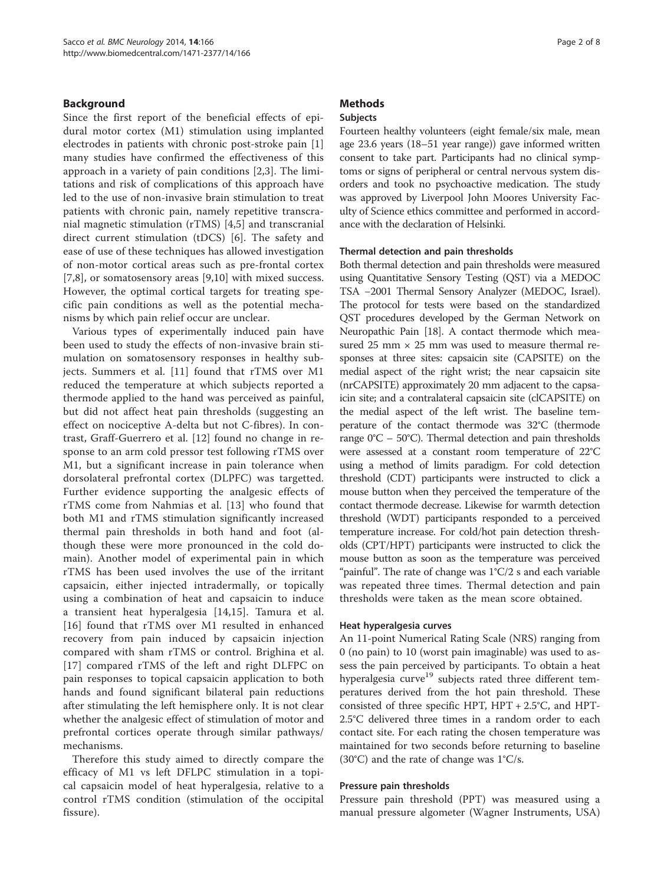## Background

Since the first report of the beneficial effects of epidural motor cortex (M1) stimulation using implanted electrodes in patients with chronic post-stroke pain [1] many studies have confirmed the effectiveness of this approach in a variety of pain conditions [2,3]. The limitations and risk of complications of this approach have led to the use of non-invasive brain stimulation to treat patients with chronic pain, namely repetitive transcranial magnetic stimulation (rTMS) [4,5] and transcranial direct current stimulation (tDCS) [6]. The safety and ease of use of these techniques has allowed investigation of non-motor cortical areas such as pre-frontal cortex [7,8], or somatosensory areas [9,10] with mixed success. However, the optimal cortical targets for treating specific pain conditions as well as the potential mechanisms by which pain relief occur are unclear.

Various types of experimentally induced pain have been used to study the effects of non-invasive brain stimulation on somatosensory responses in healthy subjects. Summers et al. [11] found that rTMS over M1 reduced the temperature at which subjects reported a thermode applied to the hand was perceived as painful, but did not affect heat pain thresholds (suggesting an effect on nociceptive A-delta but not C-fibres). In contrast, Graff-Guerrero et al. [12] found no change in response to an arm cold pressor test following rTMS over M1, but a significant increase in pain tolerance when dorsolateral prefrontal cortex (DLPFC) was targetted. Further evidence supporting the analgesic effects of rTMS come from Nahmias et al. [13] who found that both M1 and rTMS stimulation significantly increased thermal pain thresholds in both hand and foot (although these were more pronounced in the cold domain). Another model of experimental pain in which rTMS has been used involves the use of the irritant capsaicin, either injected intradermally, or topically using a combination of heat and capsaicin to induce a transient heat hyperalgesia [14,15]. Tamura et al. [16] found that rTMS over M1 resulted in enhanced recovery from pain induced by capsaicin injection compared with sham rTMS or control. Brighina et al. [17] compared rTMS of the left and right DLPFC on pain responses to topical capsaicin application to both hands and found significant bilateral pain reductions after stimulating the left hemisphere only. It is not clear whether the analgesic effect of stimulation of motor and prefrontal cortices operate through similar pathways/mechanisms.

Therefore this study aimed to directly compare the efficacy of M1 vs left DFLPC stimulation in a topical capsaicin model of heat hyperalgesia, relative to a control rTMS condition (stimulation of the occipital fissure).

## Methods

### Subjects

Fourteen healthy volunteers (eight female/six male, mean age 23.6 years (18–51 year range)) gave informed written consent to take part. Participants had no clinical symptoms or signs of peripheral or central nervous system disorders and took no psychoactive medication. The study was approved by Liverpool John Moores University Faculty of Science ethics committee and performed in accordance with the declaration of Helsinki.

### Thermal detection and pain thresholds

Both thermal detection and pain thresholds were measured using Quantitative Sensory Testing (QST) via a MEDOC TSA −2001 Thermal Sensory Analyzer (MEDOC, Israel). The protocol for tests were based on the standardized QST procedures developed by the German Network on Neuropathic Pain [18]. A contact thermode which measured 25 mm × 25 mm was used to measure thermal responses at three sites: capsaicin site (CAPSITE) on the medial aspect of the right wrist; the near capsaicin site (nrCAPSITE) approximately 20 mm adjacent to the capsaicin site; and a contralateral capsaicin site (clCAPSITE) on the medial aspect of the left wrist. The baseline temperature of the contact thermode was 32°C (thermode range 0°C – 50°C). Thermal detection and pain thresholds were assessed at a constant room temperature of 22°C using a method of limits paradigm. For cold detection threshold (CDT) participants were instructed to click a mouse button when they perceived the temperature of the contact thermode decrease. Likewise for warmth detection threshold (WDT) participants responded to a perceived temperature increase. For cold/hot pain detection thresholds (CPT/HPT) participants were instructed to click the mouse button as soon as the temperature was perceived "painful". The rate of change was 1°C/2 s and each variable was repeated three times. Thermal detection and pain thresholds were taken as the mean score obtained.

### Heat hyperalgesia curves

An 11-point Numerical Rating Scale (NRS) ranging from 0 (no pain) to 10 (worst pain imaginable) was used to assess the pain perceived by participants. To obtain a heat hyperalgesia curve[19] subjects rated three different temperatures derived from the hot pain threshold. These consisted of three specific HPT, HPT + 2.5°C, and HPT-2.5°C delivered three times in a random order to each contact site. For each rating the chosen temperature was maintained for two seconds before returning to baseline (30°C) and the rate of change was 1°C/s.

### Pressure pain thresholds

Pressure pain threshold (PPT) was measured using a manual pressure algometer (Wagner Instruments, USA)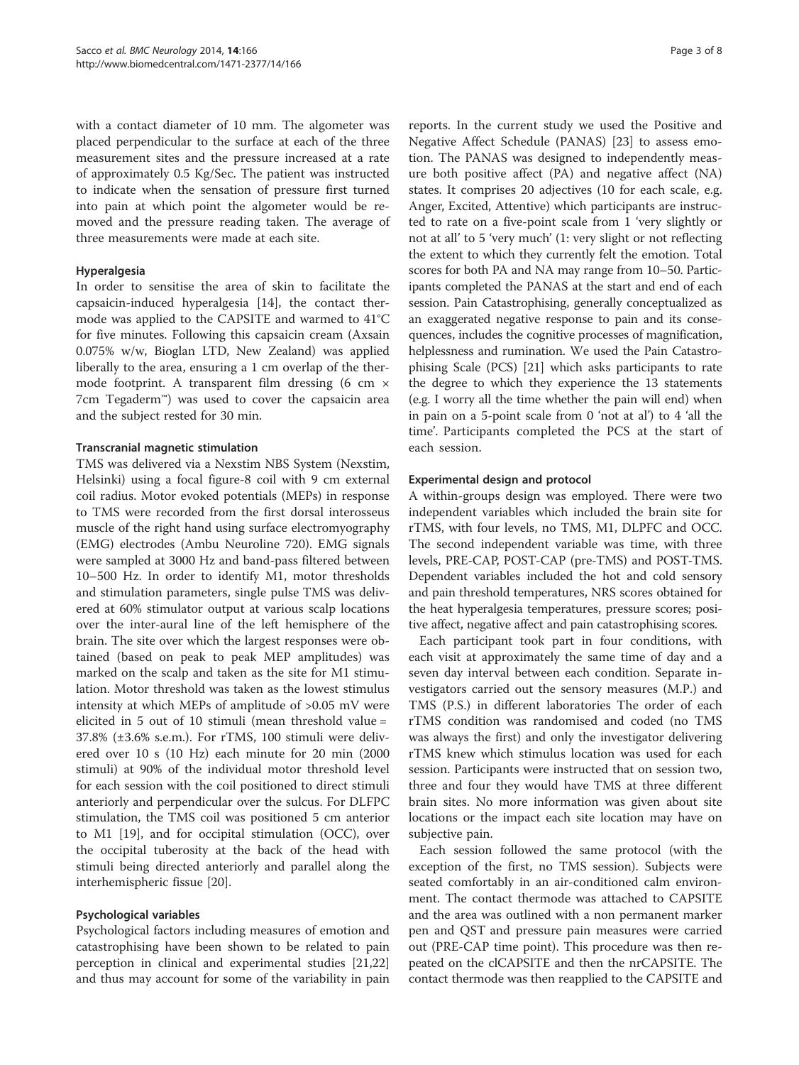with a contact diameter of 10 mm. The algometer was placed perpendicular to the surface at each of the three measurement sites and the pressure increased at a rate of approximately 0.5 Kg/Sec. The patient was instructed to indicate when the sensation of pressure first turned into pain at which point the algometer would be removed and the pressure reading taken. The average of three measurements was made at each site.

#### Hyperalgesia

In order to sensitise the area of skin to facilitate the capsaicin-induced hyperalgesia [14], the contact thermode was applied to the CAPSITE and warmed to 41°C for five minutes. Following this capsaicin cream (Axsain 0.075% w/w, Bioglan LTD, New Zealand) was applied liberally to the area, ensuring a 1 cm overlap of the thermode footprint. A transparent film dressing (6 cm × 7cm Tegaderm™) was used to cover the capsaicin area and the subject rested for 30 min.

#### Transcranial magnetic stimulation

TMS was delivered via a Nexstim NBS System (Nexstim, Helsinki) using a focal figure-8 coil with 9 cm external coil radius. Motor evoked potentials (MEPs) in response to TMS were recorded from the first dorsal interosseus muscle of the right hand using surface electromyography (EMG) electrodes (Ambu Neuroline 720). EMG signals were sampled at 3000 Hz and band-pass filtered between 10–500 Hz. In order to identify M1, motor thresholds and stimulation parameters, single pulse TMS was delivered at 60% stimulator output at various scalp locations over the inter-aural line of the left hemisphere of the brain. The site over which the largest responses were obtained (based on peak to peak MEP amplitudes) was marked on the scalp and taken as the site for M1 stimulation. Motor threshold was taken as the lowest stimulus intensity at which MEPs of amplitude of >0.05 mV were elicited in 5 out of 10 stimuli (mean threshold value = 37.8% (±3.6% s.e.m.). For rTMS, 100 stimuli were delivered over 10 s (10 Hz) each minute for 20 min (2000 stimuli) at 90% of the individual motor threshold level for each session with the coil positioned to direct stimuli anteriorly and perpendicular over the sulcus. For DLFPC stimulation, the TMS coil was positioned 5 cm anterior to M1 [19], and for occipital stimulation (OCC), over the occipital tuberosity at the back of the head with stimuli being directed anteriorly and parallel along the interhemispheric fissue [20].

#### Psychological variables

Psychological factors including measures of emotion and catastrophising have been shown to be related to pain perception in clinical and experimental studies [21,22] and thus may account for some of the variability in pain reports. In the current study we used the Positive and Negative Affect Schedule (PANAS) [23] to assess emotion. The PANAS was designed to independently measure both positive affect (PA) and negative affect (NA) states. It comprises 20 adjectives (10 for each scale, e.g. Anger, Excited, Attentive) which participants are instructed to rate on a five-point scale from 1 'very slightly or not at all' to 5 'very much' (1: very slight or not reflecting the extent to which they currently felt the emotion. Total scores for both PA and NA may range from 10–50. Participants completed the PANAS at the start and end of each session. Pain Catastrophising, generally conceptualized as an exaggerated negative response to pain and its consequences, includes the cognitive processes of magnification, helplessness and rumination. We used the Pain Catastrophising Scale (PCS) [21] which asks participants to rate the degree to which they experience the 13 statements (e.g. I worry all the time whether the pain will end) when in pain on a 5-point scale from 0 'not at al') to 4 'all the time'. Participants completed the PCS at the start of each session.

#### Experimental design and protocol

A within-groups design was employed. There were two independent variables which included the brain site for rTMS, with four levels, no TMS, M1, DLPFC and OCC. The second independent variable was time, with three levels, PRE-CAP, POST-CAP (pre-TMS) and POST-TMS. Dependent variables included the hot and cold sensory and pain threshold temperatures, NRS scores obtained for the heat hyperalgesia temperatures, pressure scores; positive affect, negative affect and pain catastrophising scores.

Each participant took part in four conditions, with each visit at approximately the same time of day and a seven day interval between each condition. Separate investigators carried out the sensory measures (M.P.) and TMS (P.S.) in different laboratories The order of each rTMS condition was randomised and coded (no TMS was always the first) and only the investigator delivering rTMS knew which stimulus location was used for each session. Participants were instructed that on session two, three and four they would have TMS at three different brain sites. No more information was given about site locations or the impact each site location may have on subjective pain.

Each session followed the same protocol (with the exception of the first, no TMS session). Subjects were seated comfortably in an air-conditioned calm environment. The contact thermode was attached to CAPSITE and the area was outlined with a non permanent marker pen and QST and pressure pain measures were carried out (PRE-CAP time point). This procedure was then repeated on the clCAPSITE and then the nrCAPSITE. The contact thermode was then reapplied to the CAPSITE and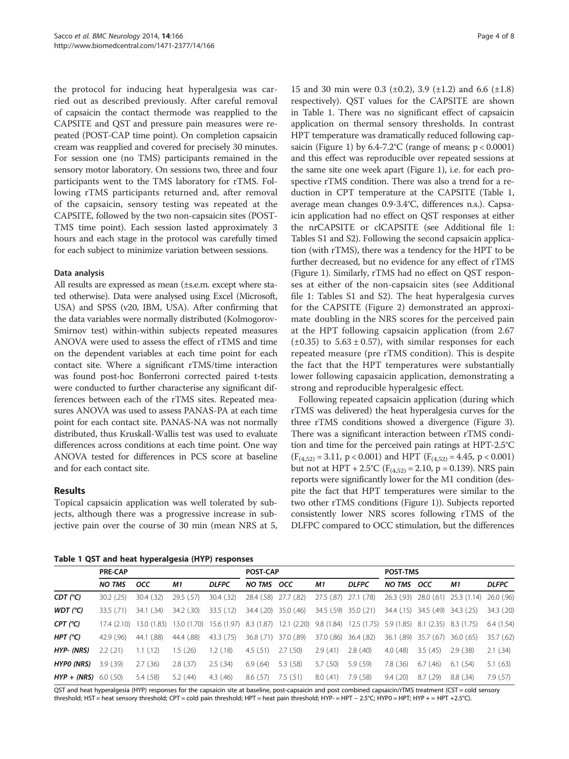the protocol for inducing heat hyperalgesia was carried out as described previously. After careful removal of capsaicin the contact thermode was reapplied to the CAPSITE and QST and pressure pain measures were repeated (POST-CAP time point). On completion capsaicin cream was reapplied and covered for precisely 30 minutes. For session one (no TMS) participants remained in the sensory motor laboratory. On sessions two, three and four participants went to the TMS laboratory for rTMS. Following rTMS participants returned and, after removal of the capsaicin, sensory testing was repeated at the CAPSITE, followed by the two non-capsaicin sites (POST-TMS time point). Each session lasted approximately 3 hours and each stage in the protocol was carefully timed for each subject to minimize variation between sessions.

#### Data analysis

All results are expressed as mean (±s.e.m. except where stated otherwise). Data were analysed using Excel (Microsoft, USA) and SPSS (v20, IBM, USA). After confirming that the data variables were normally distributed (Kolmogorov-Smirnov test) within-within subjects repeated measures ANOVA were used to assess the effect of rTMS and time on the dependent variables at each time point for each contact site. Where a significant rTMS/time interaction was found post-hoc Bonferroni corrected paired t-tests were conducted to further characterise any significant differences between each of the rTMS sites. Repeated measures ANOVA was used to assess PANAS-PA at each time point for each contact site. PANAS-NA was not normally distributed, thus Kruskall-Wallis test was used to evaluate differences across conditions at each time point. One way ANOVA tested for differences in PCS score at baseline and for each contact site.

## Results

Topical capsaicin application was well tolerated by subjects, although there was a progressive increase in subjective pain over the course of 30 min (mean NRS at 5, 15 and 30 min were 0.3 (±0.2), 3.9 (±1.2) and 6.6 (±1.8) respectively). QST values for the CAPSITE are shown in Table 1. There was no significant effect of capsaicin application on thermal sensory thresholds. In contrast HPT temperature was dramatically reduced following capsaicin (Figure 1) by 6.4-7.2°C (range of means; $p < 0.0001$) and this effect was reproducible over repeated sessions at the same site one week apart (Figure 1), i.e. for each prospective rTMS condition. There was also a trend for a reduction in CPT temperature at the CAPSITE (Table 1, average mean changes 0.9-3.4°C, differences n.s.). Capsaicin application had no effect on QST responses at either the nrCAPSITE or clCAPSITE (see Additional file 1: Tables S1 and S2). Following the second capsaicin application (with rTMS), there was a tendency for the HPT to be further decreased, but no evidence for any effect of rTMS (Figure 1). Similarly, rTMS had no effect on QST responses at either of the non-capsaicin sites (see Additional file 1: Tables S1 and S2). The heat hyperalgesia curves for the CAPSITE (Figure 2) demonstrated an approximate doubling in the NRS scores for the perceived pain at the HPT following capsaicin application (from 2.67 (±0.35) to 5.63 ± 0.57), with similar responses for each repeated measure (pre rTMS condition). This is despite the fact that the HPT temperatures were substantially lower following capasaicin application, demonstrating a strong and reproducible hyperalgesic effect.

Following repeated capsaicin application (during which rTMS was delivered) the heat hyperalgesia curves for the three rTMS conditions showed a divergence (Figure 3). There was a significant interaction between rTMS condition and time for the perceived pain ratings at HPT-2.5°C ($F_{(4,52)} = 3.11$, $p < 0.001$) and HPT ($F_{(4,52)} = 4.45$, $p < 0.001$) but not at HPT + 2.5°C ($F_{(4,52)} = 2.10$, $p = 0.139$). NRS pain reports were significantly lower for the M1 condition (despite the fact that HPT temperatures were similar to the two other rTMS conditions (Figure 1)). Subjects reported consistently lower NRS scores following rTMS of the DLFPC compared to OCC stimulation, but the differences

**Table 1 QST and heat hyperalgesia (HYP) responses**

| | PRE-CAP | | | | POST-CAP | | | | POST-TMS | | | |
|---|---|---|---|---|---|---|---|---|---|---|---|---|
| | *NO TMS* | *OCC* | *M1* | *DLFPC* | *NO TMS* | *OCC* | *M1* | *DLFPC* | *NO TMS* | *OCC* | *M1* | *DLFPC* |
| ***CDT (°C)*** | 30.2 (.25) | 30.4 (.32) | 29.5 (.57) | 30.4 (.32) | 28.4 (.58) | 27.7 (.82) | 27.5 (.87) | 27.1 (.78) | 26.3 (.93) | 28.0 (.61) | 25.3 (1.14) | 26.0 (.96) |
| ***WDT (°C)*** | 33.5 (.71) | 34.1 (.34) | 34.2 (.30) | 33.5 (.12) | 34.4 (.20) | 35.0 (.46) | 34.5 (.59) | 35.0 (.21) | 34.4 (.15) | 34.5 (.49) | 34.3 (.25) | 34.3 (.20) |
| ***CPT (°C)*** | 17.4 (2.10) | 13.0 (1.83) | 13.0 (1.70) | 15.6 (1.97) | 8.3 (1.87) | 12.1 (2.20) | 9.8 (1.84) | 12.5 (1.75) | 5.9 (1.85) | 8.1 (2.35) | 8.3 (1.75) | 6.4 (1.54) |
| ***HPT (°C)*** | 42.9 (.96) | 44.1 (.88) | 44.4 (.88) | 43.3 (.75) | 36.8 (.71) | 37.0 (.89) | 37.0 (.86) | 36.4 (.82) | 36.1 (.89) | 35.7 (.67) | 36.0 (.65) | 35.7 (.62) |
| ***HYP- (NRS)*** | 2.2 (.21) | 1.1 (.12) | 1.5 (.26) | 1.2 (.18) | 4.5 (.51) | 2.7 (.50) | 2.9 (.41) | 2.8 (.40) | 4.0 (.48) | 3.5 (.45) | 2.9 (.38) | 2.1 (.34) |
| ***HYP0 (NRS)*** | 3.9 (.39) | 2.7 (.36) | 2.8 (.37) | 2.5 (.34) | 6.9 (.64) | 5.3 (.58) | 5.7 (.50) | 5.9 (.59) | 7.8 (.36) | 6.7 (.46) | 6.1 (.54) | 5.1 (.63) |
| ***HYP + (NRS)*** | 6.0 (.50) | 5.4 (.58) | 5.2 (.44) | 4.3 (.46) | 8.6 (.57) | 7.5 (.51) | 8.0 (.41) | 7.9 (.58) | 9.4 (.20) | 8.7 (.29) | 8.8 (.34) | 7.9 (.57) |

QST and heat hyperalgesia (HYP) responses for the capsaicin site at baseline, post-capsaicin and post combined capsaicin/rTMS treatment (CST = cold sensory threshold; HST = heat sensory threshold; CPT = cold pain threshold; HPT = heat pain threshold; HYP- = HPT − 2.5°C; HYP0 = HPT; HYP + = HPT +2.5°C).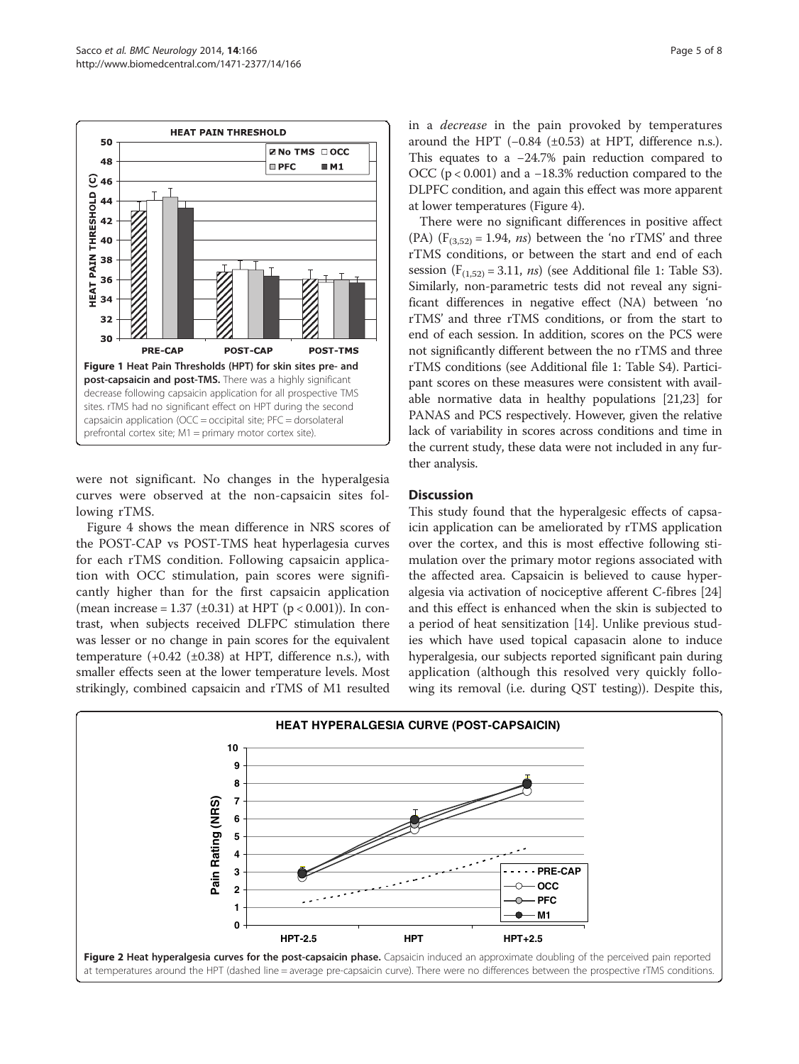**Figure 1 Heat Pain Thresholds (HPT) for skin sites pre- and post-capsaicin and post-TMS.** There was a highly significant decrease following capsaicin application for all prospective TMS sites. rTMS had no significant effect on HPT during the second capsaicin application (OCC = occipital site; PFC = dorsolateral prefrontal cortex site; M1 = primary motor cortex site).

were not significant. No changes in the hyperalgesia curves were observed at the non-capsaicin sites following rTMS.

Figure 4 shows the mean difference in NRS scores of the POST-CAP vs POST-TMS heat hyperlagesia curves for each rTMS condition. Following capsaicin application with OCC stimulation, pain scores were significantly higher than for the first capsaicin application (mean increase = 1.37 (±0.31) at HPT ($p < 0.001$)). In contrast, when subjects received DLFPC stimulation there was lesser or no change in pain scores for the equivalent temperature (+0.42 (±0.38) at HPT, difference n.s.), with smaller effects seen at the lower temperature levels. Most strikingly, combined capsaicin and rTMS of M1 resulted in a *decrease* in the pain provoked by temperatures around the HPT (−0.84 (±0.53) at HPT, difference n.s.). This equates to a −24.7% pain reduction compared to OCC ($p < 0.001$) and a −18.3% reduction compared to the DLPFC condition, and again this effect was more apparent at lower temperatures (Figure 4).

There were no significant differences in positive affect (PA) ($F_{(3,52)} = 1.94$, *ns*) between the 'no rTMS' and three rTMS conditions, or between the start and end of each session ($F_{(1,52)} = 3.11$, *ns*) (see Additional file 1: Table S3). Similarly, non-parametric tests did not reveal any significant differences in negative effect (NA) between 'no rTMS' and three rTMS conditions, or from the start to end of each session. In addition, scores on the PCS were not significantly different between the no rTMS and three rTMS conditions (see Additional file 1: Table S4). Participant scores on these measures were consistent with available normative data in healthy populations [21,23] for PANAS and PCS respectively. However, given the relative lack of variability in scores across conditions and time in the current study, these data were not included in any further analysis.

## Discussion

This study found that the hyperalgesic effects of capsaicin application can be ameliorated by rTMS application over the cortex, and this is most effective following stimulation over the primary motor regions associated with the affected area. Capsaicin is believed to cause hyperalgesia via activation of nociceptive afferent C-fibres [24] and this effect is enhanced when the skin is subjected to a period of heat sensitization [14]. Unlike previous studies which have used topical capasacin alone to induce hyperalgesia, our subjects reported significant pain during application (although this resolved very quickly following its removal (i.e. during QST testing)). Despite this,

**Figure 2 Heat hyperalgesia curves for the post-capsaicin phase.** Capsaicin induced an approximate doubling of the perceived pain reported at temperatures around the HPT (dashed line = average pre-capsaicin curve). There were no differences between the prospective rTMS conditions.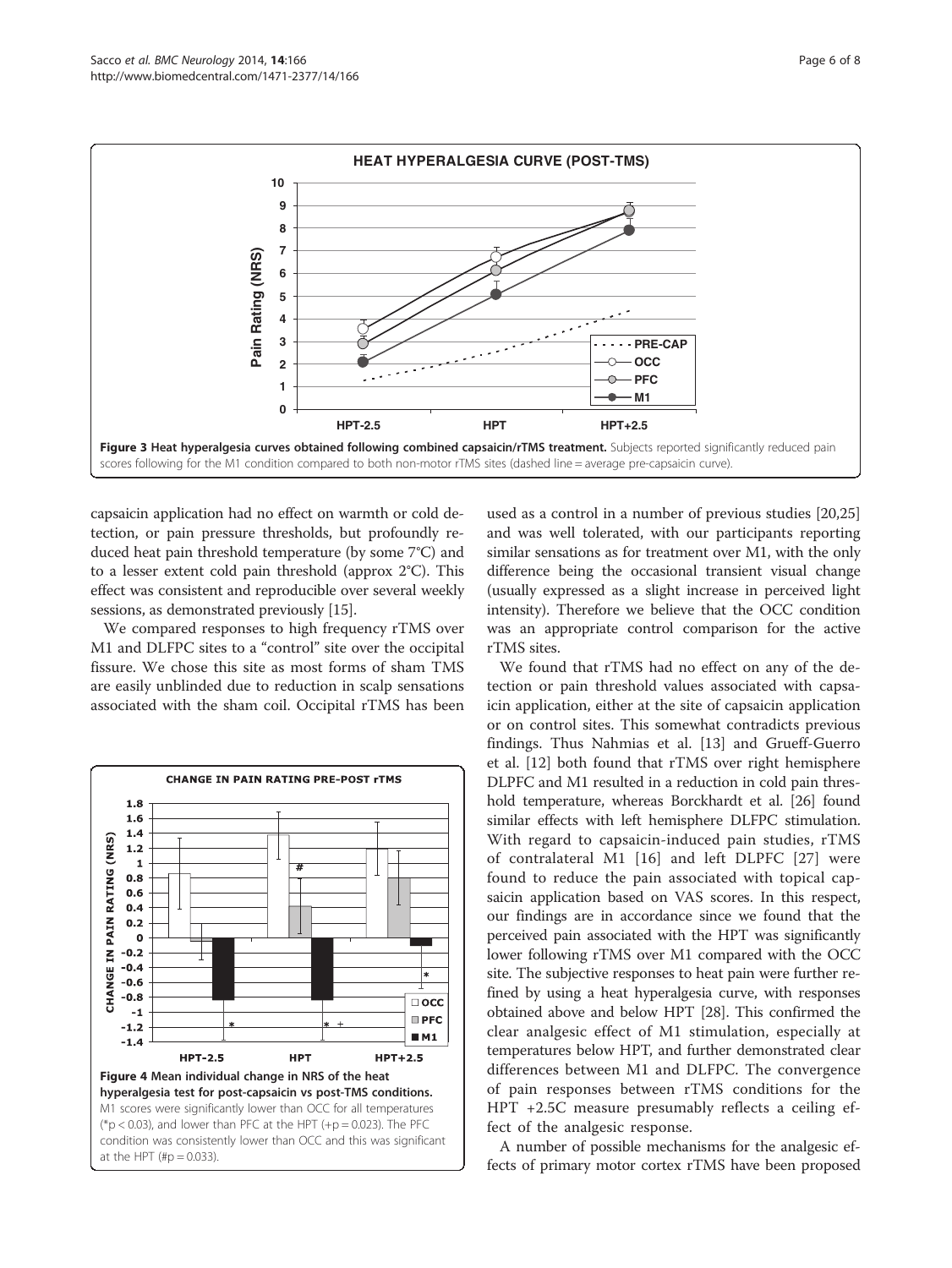Figure 3 Heat hyperalgesia curves obtained following combined capsaicin/rTMS treatment. Subjects reported significantly reduced pain scores following for the M1 condition compared to both non-motor rTMS sites (dashed line = average pre-capsaicin curve).

capsaicin application had no effect on warmth or cold detection, or pain pressure thresholds, but profoundly reduced heat pain threshold temperature (by some 7°C) and to a lesser extent cold pain threshold (approx 2°C). This effect was consistent and reproducible over several weekly sessions, as demonstrated previously [15].

We compared responses to high frequency rTMS over M1 and DLFPC sites to a "control" site over the occipital fissure. We chose this site as most forms of sham TMS are easily unblinded due to reduction in scalp sensations associated with the sham coil. Occipital rTMS has been used as a control in a number of previous studies [20,25] and was well tolerated, with our participants reporting similar sensations as for treatment over M1, with the only difference being the occasional transient visual change (usually expressed as a slight increase in perceived light intensity). Therefore we believe that the OCC condition was an appropriate control comparison for the active rTMS sites.

Figure 4 Mean individual change in NRS of the heat hyperalgesia test for post-capsaicin vs post-TMS conditions. M1 scores were significantly lower than OCC for all temperatures (*p < 0.03), and lower than PFC at the HPT (+p = 0.023). The PFC condition was consistently lower than OCC and this was significant at the HPT (#p = 0.033).

We found that rTMS had no effect on any of the detection or pain threshold values associated with capsaicin application, either at the site of capsaicin application or on control sites. This somewhat contradicts previous findings. Thus Nahmias et al. [13] and Grueff-Guerro et al. [12] both found that rTMS over right hemisphere DLPFC and M1 resulted in a reduction in cold pain threshold temperature, whereas Borckhardt et al. [26] found similar effects with left hemisphere DLFPC stimulation. With regard to capsaicin-induced pain studies, rTMS of contralateral M1 [16] and left DLPFC [27] were found to reduce the pain associated with topical capsaicin application based on VAS scores. In this respect, our findings are in accordance since we found that the perceived pain associated with the HPT was significantly lower following rTMS over M1 compared with the OCC site. The subjective responses to heat pain were further refined by using a heat hyperalgesia curve, with responses obtained above and below HPT [28]. This confirmed the clear analgesic effect of M1 stimulation, especially at temperatures below HPT, and further demonstrated clear differences between M1 and DLFPC. The convergence of pain responses between rTMS conditions for the HPT +2.5C measure presumably reflects a ceiling effect of the analgesic response.

A number of possible mechanisms for the analgesic effects of primary motor cortex rTMS have been proposed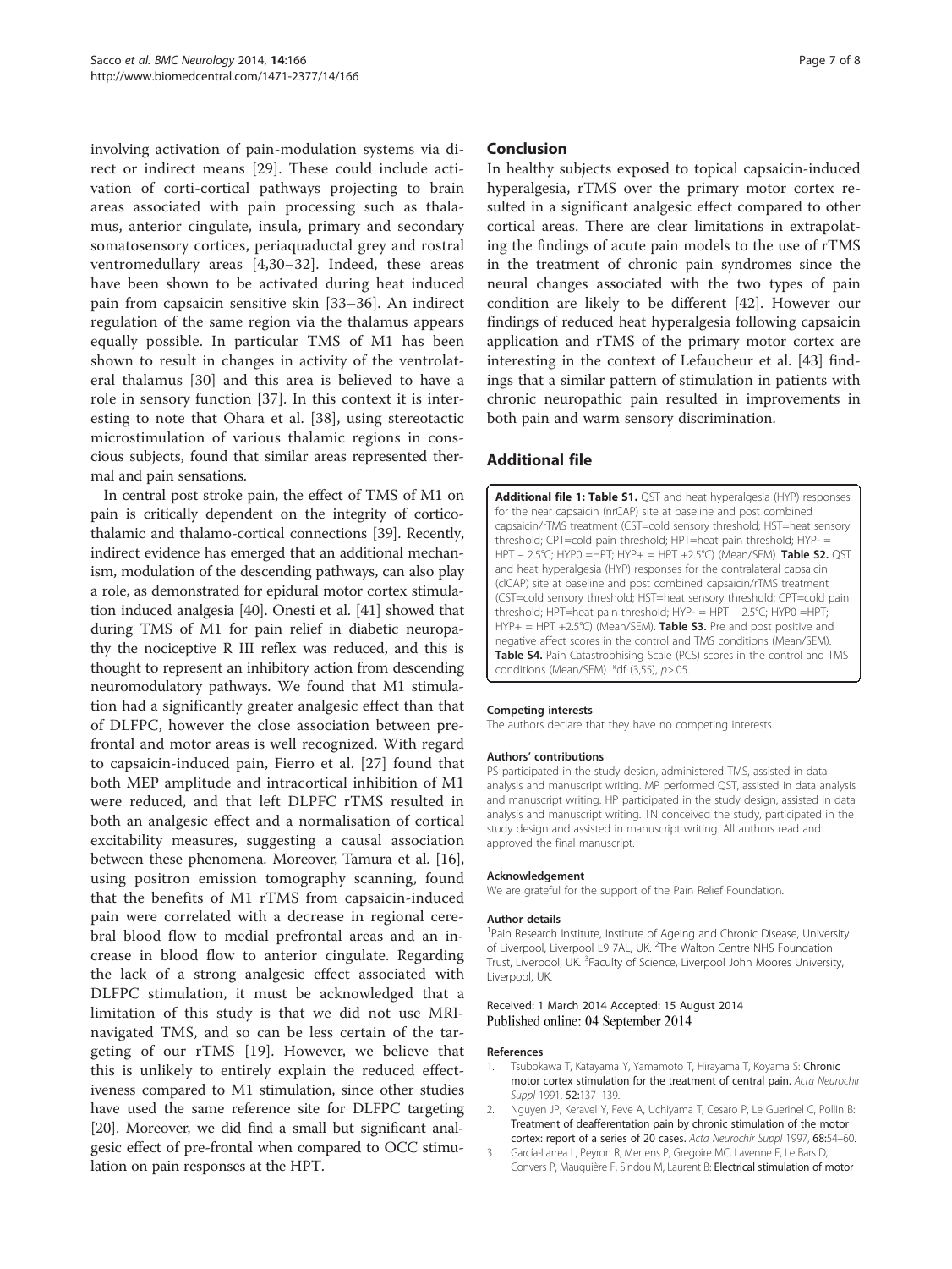involving activation of pain-modulation systems via direct or indirect means [29]. These could include activation of corti-cortical pathways projecting to brain areas associated with pain processing such as thalamus, anterior cingulate, insula, primary and secondary somatosensory cortices, periaquaductal grey and rostral ventromedullary areas [4,30–32]. Indeed, these areas have been shown to be activated during heat induced pain from capsaicin sensitive skin [33–36]. An indirect regulation of the same region via the thalamus appears equally possible. In particular TMS of M1 has been shown to result in changes in activity of the ventrolateral thalamus [30] and this area is believed to have a role in sensory function [37]. In this context it is interesting to note that Ohara et al. [38], using stereotactic microstimulation of various thalamic regions in conscious subjects, found that similar areas represented thermal and pain sensations.

In central post stroke pain, the effect of TMS of M1 on pain is critically dependent on the integrity of corticothalamic and thalamo-cortical connections [39]. Recently, indirect evidence has emerged that an additional mechanism, modulation of the descending pathways, can also play a role, as demonstrated for epidural motor cortex stimulation induced analgesia [40]. Onesti et al. [41] showed that during TMS of M1 for pain relief in diabetic neuropathy the nociceptive R III reflex was reduced, and this is thought to represent an inhibitory action from descending neuromodulatory pathways. We found that M1 stimulation had a significantly greater analgesic effect than that of DLFPC, however the close association between prefrontal and motor areas is well recognized. With regard to capsaicin-induced pain, Fierro et al. [27] found that both MEP amplitude and intracortical inhibition of M1 were reduced, and that left DLPFC rTMS resulted in both an analgesic effect and a normalisation of cortical excitability measures, suggesting a causal association between these phenomena. Moreover, Tamura et al. [16], using positron emission tomography scanning, found that the benefits of M1 rTMS from capsaicin-induced pain were correlated with a decrease in regional cerebral blood flow to medial prefrontal areas and an increase in blood flow to anterior cingulate. Regarding the lack of a strong analgesic effect associated with DLFPC stimulation, it must be acknowledged that a limitation of this study is that we did not use MRI-navigated TMS, and so can be less certain of the targeting of our rTMS [19]. However, we believe that this is unlikely to entirely explain the reduced effectiveness compared to M1 stimulation, since other studies have used the same reference site for DLFPC targeting [20]. Moreover, we did find a small but significant analgesic effect of pre-frontal when compared to OCC stimulation on pain responses at the HPT.

## Conclusion

In healthy subjects exposed to topical capsaicin-induced hyperalgesia, rTMS over the primary motor cortex resulted in a significant analgesic effect compared to other cortical areas. There are clear limitations in extrapolating the findings of acute pain models to the use of rTMS in the treatment of chronic pain syndromes since the neural changes associated with the two types of pain condition are likely to be different [42]. However our findings of reduced heat hyperalgesia following capsaicin application and rTMS of the primary motor cortex are interesting in the context of Lefaucheur et al. [43] findings that a similar pattern of stimulation in patients with chronic neuropathic pain resulted in improvements in both pain and warm sensory discrimination.

## Additional file

**Additional file 1: Table S1.** QST and heat hyperalgesia (HYP) responses for the near capsaicin (nrCAP) site at baseline and post combined capsaicin/rTMS treatment (CST=cold sensory threshold; HST=heat sensory threshold; CPT=cold pain threshold; HPT=heat pain threshold; HYP- = HPT – 2.5°C; HYP0 =HPT; HYP+ = HPT +2.5°C) (Mean/SEM). **Table S2.** QST and heat hyperalgesia (HYP) responses for the contralateral capsaicin (clCAP) site at baseline and post combined capsaicin/rTMS treatment (CST=cold sensory threshold; HST=heat sensory threshold; CPT=cold pain threshold; HPT=heat pain threshold; HYP- = HPT – 2.5°C; HYP0 =HPT; HYP+ = HPT +2.5°C) (Mean/SEM). **Table S3.** Pre and post positive and negative affect scores in the control and TMS conditions (Mean/SEM). **Table S4.** Pain Catastrophising Scale (PCS) scores in the control and TMS conditions (Mean/SEM). *df (3,55), $p > .05$.

#### Competing interests

The authors declare that they have no competing interests.

#### Authors' contributions

PS participated in the study design, administered TMS, assisted in data analysis and manuscript writing. MP performed QST, assisted in data analysis and manuscript writing. HP participated in the study design, assisted in data analysis and manuscript writing. TN conceived the study, participated in the study design and assisted in manuscript writing. All authors read and approved the final manuscript.

#### Acknowledgement

We are grateful for the support of the Pain Relief Foundation.

#### Author details

[1]Pain Research Institute, Institute of Ageing and Chronic Disease, University of Liverpool, Liverpool L9 7AL, UK. [2]The Walton Centre NHS Foundation Trust, Liverpool, UK. [3]Faculty of Science, Liverpool John Moores University, Liverpool, UK.

Received: 1 March 2014 Accepted: 15 August 2014
Published online: 04 September 2014

#### References

1. Tsubokawa T, Katayama Y, Yamamoto T, Hirayama T, Koyama S: **Chronic motor cortex stimulation for the treatment of central pain.** *Acta Neurochir Suppl* 1991, **52:**137–139.
2. Nguyen JP, Keravel Y, Feve A, Uchiyama T, Cesaro P, Le Guerinel C, Pollin B: **Treatment of deafferentation pain by chronic stimulation of the motor cortex: report of a series of 20 cases.** *Acta Neurochir Suppl* 1997, **68:**54–60.
3. Garcia-Larrea L, Peyron R, Mertens P, Gregoire MC, Lavenne F, Le Bars D, Convers P, Mauguière F, Sindou M, Laurent B: **Electrical stimulation of motor**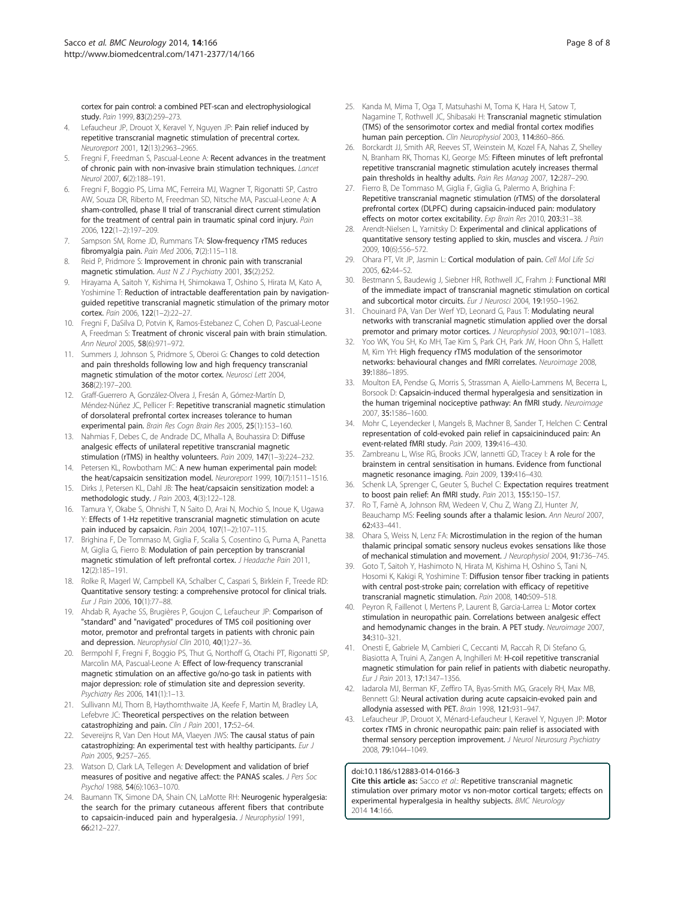cortex for pain control: a combined PET-scan and electrophysiological study. *Pain* 1999, 83(2):259–273.

4. Lefaucheur JP, Drouot X, Keravel Y, Nguyen JP: **Pain relief induced by repetitive transcranial magnetic stimulation of precentral cortex.** *Neuroreport* 2001, 12(13):2963–2965.
5. Fregni F, Freedman S, Pascual-Leone A: **Recent advances in the treatment of chronic pain with non-invasive brain stimulation techniques.** *Lancet Neurol* 2007, 6(2):188–191.
6. Fregni F, Boggio PS, Lima MC, Ferreira MJ, Wagner T, Rigonatti SP, Castro AW, Souza DR, Riberto M, Freedman SD, Nitsche MA, Pascual-Leone A: **A sham-controlled, phase II trial of transcranial direct current stimulation for the treatment of central pain in traumatic spinal cord injury.** *Pain* 2006, 122(1–2):197–209.
7. Sampson SM, Rome JD, Rummans TA: **Slow-frequency rTMS reduces fibromyalgia pain.** *Pain Med* 2006, 7(2):115–118.
8. Reid P, Pridmore S: **Improvement in chronic pain with transcranial magnetic stimulation.** *Aust N Z J Psychiatry* 2001, 35(2):252.
9. Hirayama A, Saitoh Y, Kishima H, Shimokawa T, Oshino S, Hirata M, Kato A, Yoshimine T: **Reduction of intractable deafferentation pain by navigation-guided repetitive transcranial magnetic stimulation of the primary motor cortex.** *Pain* 2006, 122(1–2):22–27.
10. Fregni F, DaSilva D, Potvin K, Ramos-Estebanez C, Cohen D, Pascual-Leone A, Freedman S: **Treatment of chronic visceral pain with brain stimulation.** *Ann Neurol* 2005, 58(6):971–972.
11. Summers J, Johnson S, Pridmore S, Oberoi G: **Changes to cold detection and pain thresholds following low and high frequency transcranial magnetic stimulation of the motor cortex.** *Neurosci Lett* 2004, 368(2):197–200.
12. Graff-Guerrero A, González-Olvera J, Fresán A, Gómez-Martín D, Méndez-Núñez JC, Pellicer F: **Repetitive transcranial magnetic stimulation of dorsolateral prefrontal cortex increases tolerance to human experimental pain.** *Brain Res Cogn Brain Res* 2005, 25(1):153–160.
13. Nahmias F, Debes C, de Andrade DC, Mhalla A, Bouhassira D: **Diffuse analgesic effects of unilateral repetitive transcranial magnetic stimulation (rTMS) in healthy volunteers.** *Pain* 2009, 147(1–3):224–232.
14. Petersen KL, Rowbotham MC: **A new human experimental pain model: the heat/capsaicin sensitization model.** *Neuroreport* 1999, 10(7):1511–1516.
15. Dirks J, Petersen KL, Dahl JB: **The heat/capsaicin sensitization model: a methodologic study.** *J Pain* 2003, 4(3):122–128.
16. Tamura Y, Okabe S, Ohnishi T, N Saito D, Arai N, Mochio S, Inoue K, Ugawa Y: **Effects of 1-Hz repetitive transcranial magnetic stimulation on acute pain induced by capsaicin.** *Pain* 2004, 107(1–2):107–115.
17. Brighina F, De Tommaso M, Giglia F, Scalia S, Cosentino G, Puma A, Panetta M, Giglia G, Fierro B: **Modulation of pain perception by transcranial magnetic stimulation of left prefrontal cortex.** *J Headache Pain* 2011, 12(2):185–191.
18. Rolke R, Magerl W, Campbell KA, Schalber C, Caspari S, Birklein F, Treede RD: **Quantitative sensory testing: a comprehensive protocol for clinical trials.** *Eur J Pain* 2006, 10(1):77–88.
19. Ahdab R, Ayache SS, Brugières P, Goujon C, Lefaucheur JP: **Comparison of "standard" and "navigated" procedures of TMS coil positioning over motor, premotor and prefrontal targets in patients with chronic pain and depression.** *Neurophysiol Clin* 2010, 40(1):27–36.
20. Bermpohl F, Fregni F, Boggio PS, Thut G, Northoff G, Otachi PT, Rigonatti SP, Marcolin MA, Pascual-Leone A: **Effect of low-frequency transcranial magnetic stimulation on an affective go/no-go task in patients with major depression: role of stimulation site and depression severity.** *Psychiatry Res* 2006, 141(1):1–13.
21. Sullivann MJ, Thorn B, Haythornthwaite JA, Keefe F, Martin M, Bradley LA, Lefebvre JC: **Theoretical perspectives on the relation between catastrophizing and pain.** *Clin J Pain* 2001, 17:52–64.
22. Severeijns R, Van Den Hout MA, Vlaeyen JWS: **The causal status of pain catastrophizing: An experimental test with healthy participants.** *Eur J Pain* 2005, 9:257–265.
23. Watson D, Clark LA, Tellegen A: **Development and validation of brief measures of positive and negative affect: the PANAS scales.** *J Pers Soc Psychol* 1988, 54(6):1063–1070.
24. Baumann TK, Simone DA, Shain CN, LaMotte RH: **Neurogenic hyperalgesia: the search for the primary cutaneous afferent fibers that contribute to capsaicin-induced pain and hyperalgesia.** *J Neurophysiol* 1991, 66:212–227.
25. Kanda M, Mima T, Oga T, Matsuhashi M, Toma K, Hara H, Satow T, Nagamine T, Rothwell JC, Shibasaki H: **Transcranial magnetic stimulation (TMS) of the sensorimotor cortex and medial frontal cortex modifies human pain perception.** *Clin Neurophysiol* 2003, 114:860–866.
26. Borckardt JJ, Smith AR, Reeves ST, Weinstein M, Kozel FA, Nahas Z, Shelley N, Branham RK, Thomas KJ, George MS: **Fifteen minutes of left prefrontal repetitive transcranial magnetic stimulation acutely increases thermal pain thresholds in healthy adults.** *Pain Res Manag* 2007, 12:287–290.
27. Fierro B, De Tommaso M, Giglia F, Giglia G, Palermo A, Brighina F: **Repetitive transcranial magnetic stimulation (rTMS) of the dorsolateral prefrontal cortex (DLPFC) during capsaicin-induced pain: modulatory effects on motor cortex excitability.** *Exp Brain Res* 2010, 203:31–38.
28. Arendt-Nielsen L, Yarnitsky D: **Experimental and clinical applications of quantitative sensory testing applied to skin, muscles and viscera.** *J Pain* 2009, 10(6):556–572.
29. Ohara PT, Vit JP, Jasmin L: **Cortical modulation of pain.** *Cell Mol Life Sci* 2005, 62:44–52.
30. Bestmann S, Baudewig J, Siebner HR, Rothwell JC, Frahm J: **Functional MRI of the immediate impact of transcranial magnetic stimulation on cortical and subcortical motor circuits.** *Eur J Neurosci* 2004, 19:1950–1962.
31. Chouinard PA, Van Der Werf YD, Leonard G, Paus T: **Modulating neural networks with transcranial magnetic stimulation applied over the dorsal premotor and primary motor cortices.** *J Neurophysiol* 2003, 90:1071–1083.
32. Yoo WK, You SH, Ko MH, Tae Kim S, Park CH, Park JW, Hoon Ohn S, Hallett M, Kim YH: **High frequency rTMS modulation of the sensorimotor networks: behavioural changes and fMRI correlates.** *Neuroimage* 2008, 39:1886–1895.
33. Moulton EA, Pendse G, Morris S, Strassman A, Aiello-Lammens M, Becerra L, Borsook D: **Capsaicin-induced thermal hyperalgesia and sensitization in the human trigeminal nociceptive pathway: An fMRI study.** *Neuroimage* 2007, 35:1586–1600.
34. Mohr C, Leyendecker I, Mangels B, Machner B, Sander T, Helchen C: **Central representation of cold-evoked pain relief in capsaicininduced pain: An event-related fMRI study.** *Pain* 2009, 139:416–430.
35. Zambreanu L, Wise RG, Brooks JCW, Iannetti GD, Tracey I: **A role for the brainstem in central sensitisation in humans. Evidence from functional magnetic resonance imaging.** *Pain* 2009, 139:416–430.
36. Schenk LA, Sprenger C, Geuter S, Buchel C: **Expectation requires treatment to boost pain relief: An fMRI study.** *Pain* 2013, 155:150–157.
37. Ro T, Farnè A, Johnson RM, Wedeen V, Chu Z, Wang ZJ, Hunter JV, Beauchamp MS: **Feeling sounds after a thalamic lesion.** *Ann Neurol* 2007, 62:433–441.
38. Ohara S, Weiss N, Lenz FA: **Microstimulation in the region of the human thalamic principal somatic sensory nucleus evokes sensations like those of mechanical stimulation and movement.** *J Neurophysiol* 2004, 91:736–745.
39. Goto T, Saitoh Y, Hashimoto N, Hirata M, Kishima H, Oshino S, Tani N, Hosomi K, Kakigi R, Yoshimine T: **Diffusion tensor fiber tracking in patients with central post-stroke pain; correlation with efficacy of repetitive transcranial magnetic stimulation.** *Pain* 2008, 140:509–518.
40. Peyron R, Faillenot I, Mertens P, Laurent B, Garcia-Larrea L: **Motor cortex stimulation in neuropathic pain. Correlations between analgesic effect and hemodynamic changes in the brain. A PET study.** *Neuroimage* 2007, 34:310–321.
41. Onesti E, Gabriele M, Cambieri C, Ceccanti M, Raccah R, Di Stefano G, Biasiotta A, Truini A, Zangen A, Inghilleri M: **H-coil repetitive transcranial magnetic stimulation for pain relief in patients with diabetic neuropathy.** *Eur J Pain* 2013, 17:1347–1356.
42. Iadarola MJ, Berman KF, Zeffiro TA, Byas-Smith MG, Gracely RH, Max MB, Bennett GJ: **Neural activation during acute capsaicin-evoked pain and allodynia assessed with PET.** *Brain* 1998, 121:931–947.
43. Lefaucheur JP, Drouot X, Ménard-Lefaucheur I, Keravel Y, Nguyen JP: **Motor cortex rTMS in chronic neuropathic pain: pain relief is associated with thermal sensory perception improvement.** *J Neurol Neurosurg Psychiatry* 2008, 79:1044–1049.

doi:10.1186/s12883-014-0166-3

**Cite this article as:** Sacco *et al.*: Repetitive transcranial magnetic stimulation over primary motor vs non-motor cortical targets; effects on experimental hyperalgesia in healthy subjects. *BMC Neurology* 2014 14:166.